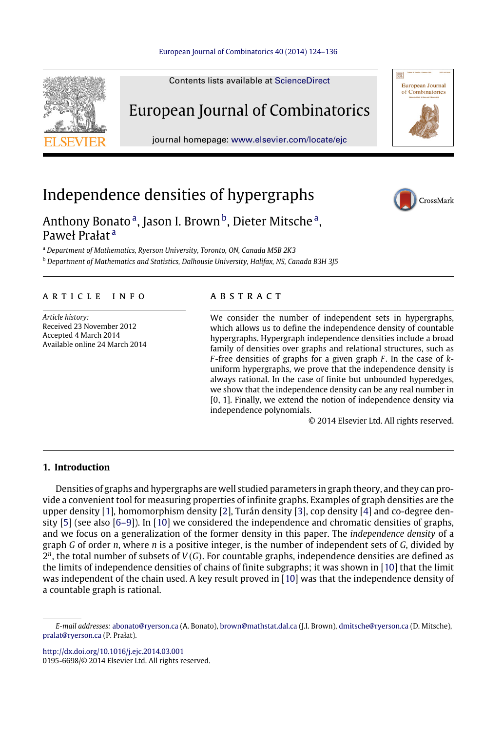# Independence densities of hypergraphs

Anthony Bonato [a], Jason I. Brown [b], Dieter Mitsche [a], Paweł Prałat [a]

[a] Department of Mathematics, Ryerson University, Toronto, ON, Canada M5B 2K3

[b] Department of Mathematics and Statistics, Dalhousie University, Halifax, NS, Canada B3H 3J5

**ARTICLE INFO**

*Article history:*
Received 23 November 2012
Accepted 4 March 2014
Available online 24 March 2014

**ABSTRACT**

We consider the number of independent sets in hypergraphs, which allows us to define the independence density of countable hypergraphs. Hypergraph independence densities include a broad family of densities over graphs and relational structures, such as $F$-free densities of graphs for a given graph $F$. In the case of $k$-uniform hypergraphs, we prove that the independence density is always rational. In the case of finite but unbounded hyperedges, we show that the independence density can be any real number in $[0, 1]$. Finally, we extend the notion of independence density via independence polynomials.

© 2014 Elsevier Ltd. All rights reserved.

## 1. Introduction

Densities of graphs and hypergraphs are well studied parameters in graph theory, and they can provide a convenient tool for measuring properties of infinite graphs. Examples of graph densities are the upper density [1], homomorphism density [2], Turán density [3], cop density [4] and co-degree density [5] (see also [6–9]). In [10] we considered the independence and chromatic densities of graphs, and we focus on a generalization of the former density in this paper. The *independence density* of a graph $G$ of order $n$, where $n$ is a positive integer, is the number of independent sets of $G$, divided by $2^n$, the total number of subsets of $V(G)$. For countable graphs, independence densities are defined as the limits of independence densities of chains of finite subgraphs; it was shown in [10] that the limit was independent of the chain used. A key result proved in [10] was that the independence density of a countable graph is rational.

---

*E-mail addresses:* abonato@ryerson.ca (A. Bonato), brown@mathstat.dal.ca (J.I. Brown), dmitsche@ryerson.ca (D. Mitsche), pralat@ryerson.ca (P. Prałat).

http://dx.doi.org/10.1016/j.ejc.2014.03.001
0195-6698/© 2014 Elsevier Ltd. All rights reserved.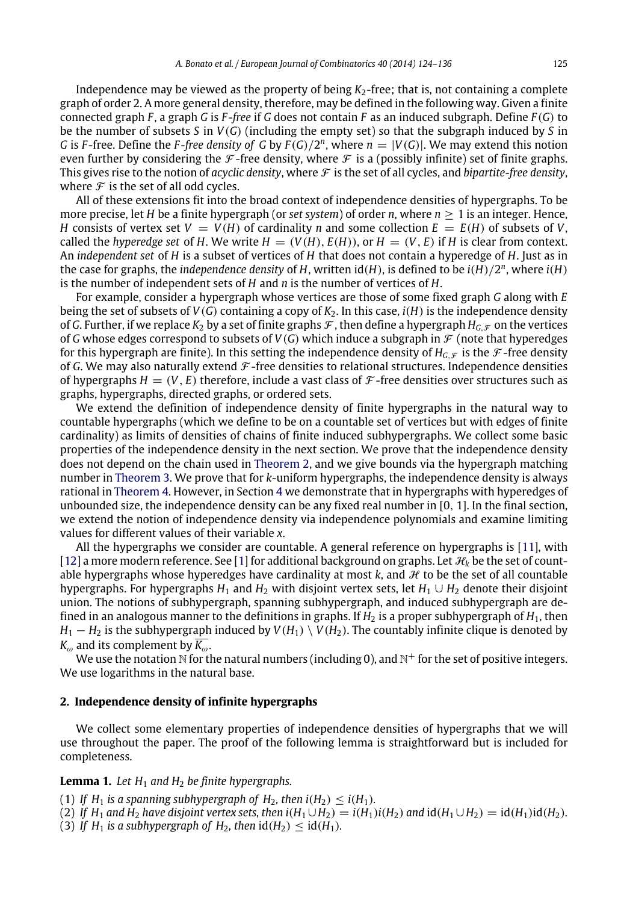Independence may be viewed as the property of being $K_2$-free; that is, not containing a complete graph of order 2. A more general density, therefore, may be defined in the following way. Given a finite connected graph $F$, a graph $G$ is *F-free* if $G$ does not contain $F$ as an induced subgraph. Define $F(G)$ to be the number of subsets $S$ in $V(G)$ (including the empty set) so that the subgraph induced by $S$ in $G$ is $F$-free. Define the *F-free density of G* by $F(G)/2^n$, where $n = |V(G)|$. We may extend this notion even further by considering the $\mathcal{F}$-free density, where $\mathcal{F}$ is a (possibly infinite) set of finite graphs. This gives rise to the notion of *acyclic density*, where $\mathcal{F}$ is the set of all cycles, and *bipartite-free density*, where $\mathcal{F}$ is the set of all odd cycles.

All of these extensions fit into the broad context of independence densities of hypergraphs. To be more precise, let $H$ be a finite hypergraph (or *set system*) of order $n$, where $n \geq 1$ is an integer. Hence, $H$ consists of vertex set $V = V(H)$ of cardinality $n$ and some collection $E = E(H)$ of subsets of $V$, called the *hyperedge set* of $H$. We write $H = (V(H), E(H))$, or $H = (V, E)$ if $H$ is clear from context. An *independent set* of $H$ is a subset of vertices of $H$ that does not contain a hyperedge of $H$. Just as in the case for graphs, the *independence density* of $H$, written $\mathrm{id}(H)$, is defined to be $i(H)/2^n$, where $i(H)$ is the number of independent sets of $H$ and $n$ is the number of vertices of $H$.

For example, consider a hypergraph whose vertices are those of some fixed graph $G$ along with $E$ being the set of subsets of $V(G)$ containing a copy of $K_2$. In this case, $i(H)$ is the independence density of $G$. Further, if we replace $K_2$ by a set of finite graphs $\mathcal{F}$, then define a hypergraph $H_{G,\mathcal{F}}$ on the vertices of $G$ whose edges correspond to subsets of $V(G)$ which induce a subgraph in $\mathcal{F}$ (note that hyperedges for this hypergraph are finite). In this setting the independence density of $H_{G,\mathcal{F}}$ is the $\mathcal{F}$-free density of $G$. We may also naturally extend $\mathcal{F}$-free densities to relational structures. Independence densities of hypergraphs $H = (V, E)$ therefore, include a vast class of $\mathcal{F}$-free densities over structures such as graphs, hypergraphs, directed graphs, or ordered sets.

We extend the definition of independence density of finite hypergraphs in the natural way to countable hypergraphs (which we define to be on a countable set of vertices but with edges of finite cardinality) as limits of densities of chains of finite induced subhypergraphs. We collect some basic properties of the independence density in the next section. We prove that the independence density does not depend on the chain used in Theorem 2, and we give bounds via the hypergraph matching number in Theorem 3. We prove that for $k$-uniform hypergraphs, the independence density is always rational in Theorem 4. However, in Section 4 we demonstrate that in hypergraphs with hyperedges of unbounded size, the independence density can be any fixed real number in $[0, 1]$. In the final section, we extend the notion of independence density via independence polynomials and examine limiting values for different values of their variable $x$.

All the hypergraphs we consider are countable. A general reference on hypergraphs is [11], with [12] a more modern reference. See [1] for additional background on graphs. Let $\mathcal{H}_k$ be the set of countable hypergraphs whose hyperedges have cardinality at most $k$, and $\mathcal{H}$ to be the set of all countable hypergraphs. For hypergraphs $H_1$ and $H_2$ with disjoint vertex sets, let $H_1 \cup H_2$ denote their disjoint union. The notions of subhypergraph, spanning subhypergraph, and induced subhypergraph are defined in an analogous manner to the definitions in graphs. If $H_2$ is a proper subhypergraph of $H_1$, then $H_1 - H_2$ is the subhypergraph induced by $V(H_1) \setminus V(H_2)$. The countably infinite clique is denoted by $K_\omega$ and its complement by $\overline{K_\omega}$.

We use the notation $\mathbb{N}$ for the natural numbers (including 0), and $\mathbb{N}^+$ for the set of positive integers. We use logarithms in the natural base.

## 2. Independence density of infinite hypergraphs

We collect some elementary properties of independence densities of hypergraphs that we will use throughout the paper. The proof of the following lemma is straightforward but is included for completeness.

**Lemma 1.** *Let $H_1$ and $H_2$ be finite hypergraphs.*

(1) *If $H_1$ is a spanning subhypergraph of $H_2$, then $i(H_2) \leq i(H_1)$.*
(2) *If $H_1$ and $H_2$ have disjoint vertex sets, then $i(H_1 \cup H_2) = i(H_1)i(H_2)$ and $\mathrm{id}(H_1 \cup H_2) = \mathrm{id}(H_1)\mathrm{id}(H_2)$.*
(3) *If $H_1$ is a subhypergraph of $H_2$, then $\mathrm{id}(H_2) \leq \mathrm{id}(H_1)$.*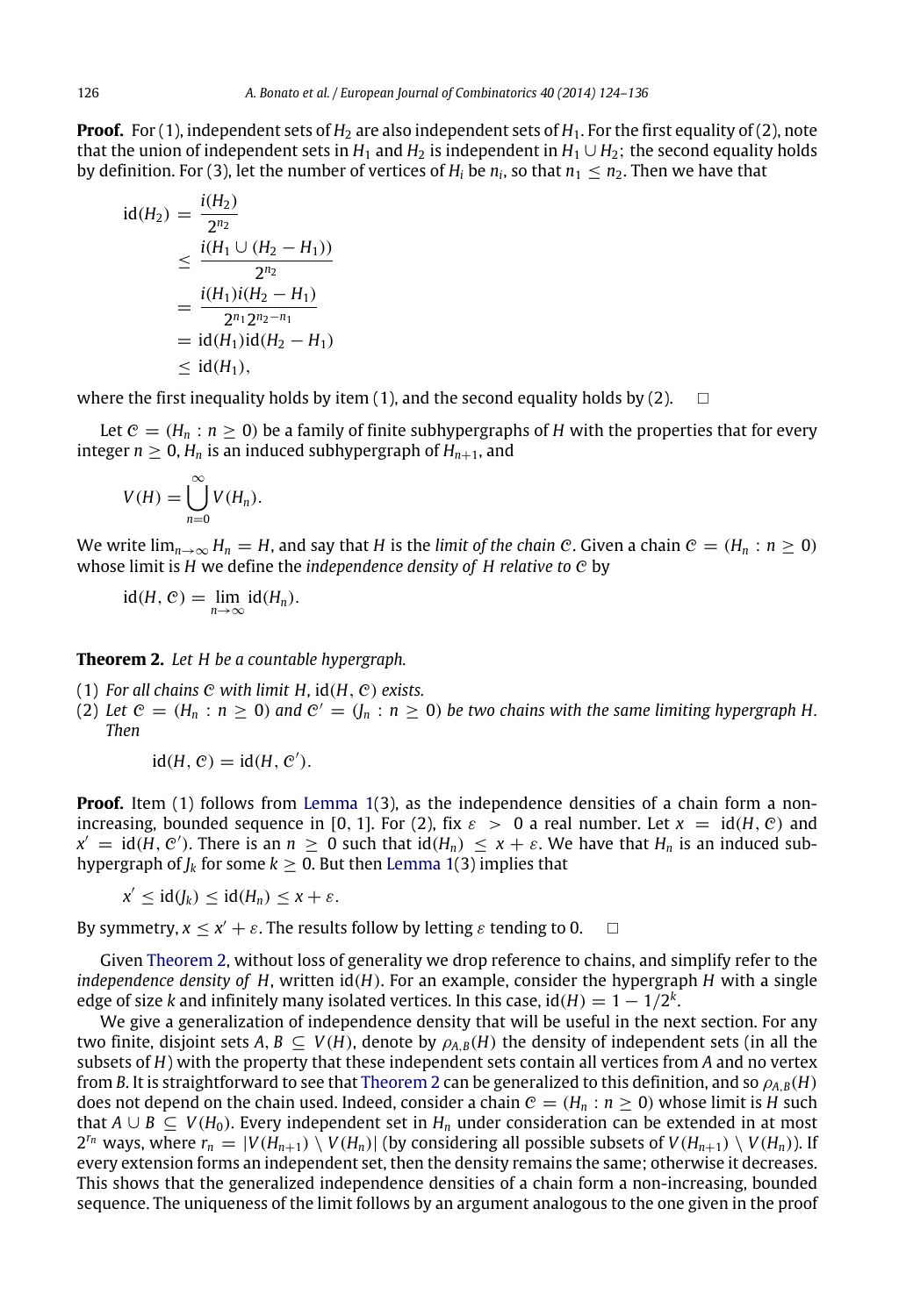**Proof.** For (1), independent sets of $H_2$ are also independent sets of $H_1$. For the first equality of (2), note that the union of independent sets in $H_1$ and $H_2$ is independent in $H_1 \cup H_2$; the second equality holds by definition. For (3), let the number of vertices of $H_i$ be $n_i$, so that $n_1 \leq n_2$. Then we have that

$$
\begin{aligned}
\mathrm{id}(H_2) &= \frac{i(H_2)}{2^{n_2}} \\
&\leq \frac{i(H_1 \cup (H_2 - H_1))}{2^{n_2}} \\
&= \frac{i(H_1)i(H_2 - H_1)}{2^{n_1}2^{n_2 - n_1}} \\
&= \mathrm{id}(H_1)\mathrm{id}(H_2 - H_1) \\
&\leq \mathrm{id}(H_1),
\end{aligned}
$$

where the first inequality holds by item (1), and the second equality holds by (2). □

Let $\mathcal{C} = (H_n : n \geq 0)$ be a family of finite subhypergraphs of $H$ with the properties that for every integer $n \geq 0$, $H_n$ is an induced subhypergraph of $H_{n+1}$, and

$$
V(H) = \bigcup_{n=0}^{\infty} V(H_n).
$$

We write $\lim_{n\to\infty} H_n = H$, and say that $H$ is the *limit of the chain* $\mathcal{C}$. Given a chain $\mathcal{C} = (H_n : n \geq 0)$ whose limit is $H$ we define the *independence density of* $H$ *relative to* $\mathcal{C}$ by

$$
\mathrm{id}(H, \mathcal{C}) = \lim_{n\to\infty} \mathrm{id}(H_n).
$$

**Theorem 2.** *Let $H$ be a countable hypergraph.*

(1) *For all chains $\mathcal{C}$ with limit $H$, $\mathrm{id}(H, \mathcal{C})$ exists.*
(2) *Let $\mathcal{C} = (H_n : n \geq 0)$ and $\mathcal{C}' = (J_n : n \geq 0)$ be two chains with the same limiting hypergraph $H$. Then*

$$
\mathrm{id}(H, \mathcal{C}) = \mathrm{id}(H, \mathcal{C}').
$$

**Proof.** Item (1) follows from Lemma 1(3), as the independence densities of a chain form a non-increasing, bounded sequence in [0, 1]. For (2), fix $\varepsilon > 0$ a real number. Let $x = \mathrm{id}(H, \mathcal{C})$ and $x' = \mathrm{id}(H, \mathcal{C}')$. There is an $n \geq 0$ such that $\mathrm{id}(H_n) \leq x + \varepsilon$. We have that $H_n$ is an induced subhypergraph of $J_k$ for some $k \geq 0$. But then Lemma 1(3) implies that

$$
x' \leq \mathrm{id}(J_k) \leq \mathrm{id}(H_n) \leq x + \varepsilon.
$$

By symmetry, $x \leq x' + \varepsilon$. The results follow by letting $\varepsilon$ tending to 0. □

Given Theorem 2, without loss of generality we drop reference to chains, and simplify refer to the *independence density of* $H$, written $\mathrm{id}(H)$. For an example, consider the hypergraph $H$ with a single edge of size $k$ and infinitely many isolated vertices. In this case, $\mathrm{id}(H) = 1 - 1/2^k$.

We give a generalization of independence density that will be useful in the next section. For any two finite, disjoint sets $A, B \subseteq V(H)$, denote by $\rho_{A,B}(H)$ the density of independent sets (in all the subsets of $H$) with the property that these independent sets contain all vertices from $A$ and no vertex from $B$. It is straightforward to see that Theorem 2 can be generalized to this definition, and so $\rho_{A,B}(H)$ does not depend on the chain used. Indeed, consider a chain $\mathcal{C} = (H_n : n \geq 0)$ whose limit is $H$ such that $A \cup B \subseteq V(H_0)$. Every independent set in $H_n$ under consideration can be extended in at most $2^{r_n}$ ways, where $r_n = |V(H_{n+1}) \setminus V(H_n)|$ (by considering all possible subsets of $V(H_{n+1}) \setminus V(H_n)$). If every extension forms an independent set, then the density remains the same; otherwise it decreases. This shows that the generalized independence densities of a chain form a non-increasing, bounded sequence. The uniqueness of the limit follows by an argument analogous to the one given in the proof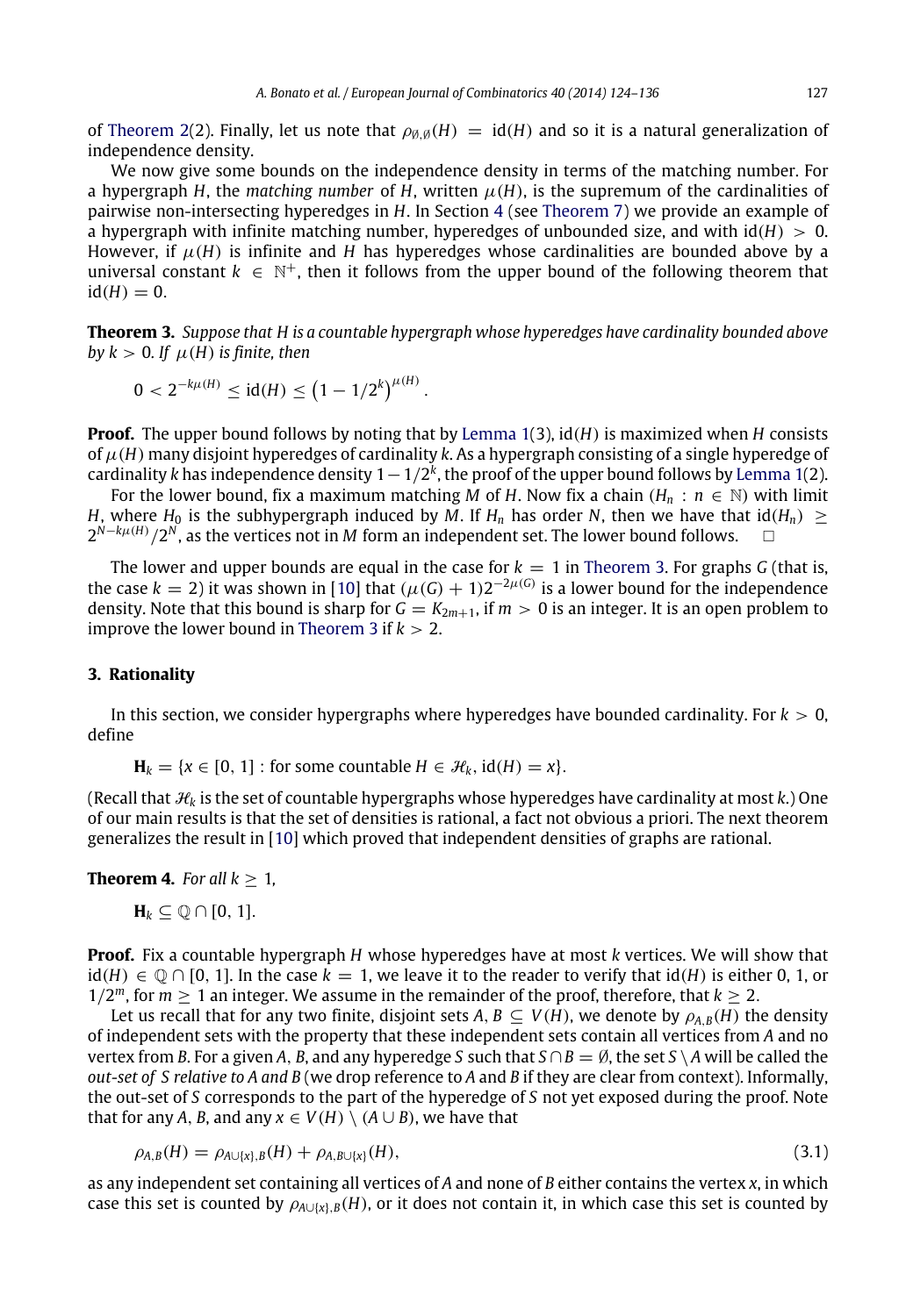of Theorem 2(2). Finally, let us note that $\rho_{\emptyset,\emptyset}(H) = \mathrm{id}(H)$ and so it is a natural generalization of independence density.

We now give some bounds on the independence density in terms of the matching number. For a hypergraph $H$, the *matching number* of $H$, written $\mu(H)$, is the supremum of the cardinalities of pairwise non-intersecting hyperedges in $H$. In Section 4 (see Theorem 7) we provide an example of a hypergraph with infinite matching number, hyperedges of unbounded size, and with $\mathrm{id}(H) > 0$. However, if $\mu(H)$ is infinite and $H$ has hyperedges whose cardinalities are bounded above by a universal constant $k \in \mathbb{N}^+$, then it follows from the upper bound of the following theorem that $\mathrm{id}(H) = 0$.

**Theorem 3.** *Suppose that $H$ is a countable hypergraph whose hyperedges have cardinality bounded above by $k > 0$. If $\mu(H)$ is finite, then*

$$0 < 2^{-k\mu(H)} \leq \mathrm{id}(H) \leq \left(1 - 1/2^k\right)^{\mu(H)}.$$

**Proof.** The upper bound follows by noting that by Lemma 1(3), $\mathrm{id}(H)$ is maximized when $H$ consists of $\mu(H)$ many disjoint hyperedges of cardinality $k$. As a hypergraph consisting of a single hyperedge of cardinality $k$ has independence density $1 - 1/2^k$, the proof of the upper bound follows by Lemma 1(2).

For the lower bound, fix a maximum matching $M$ of $H$. Now fix a chain $(H_n : n \in \mathbb{N})$ with limit $H$, where $H_0$ is the subhypergraph induced by $M$. If $H_n$ has order $N$, then we have that $\mathrm{id}(H_n) \geq 2^{N-k\mu(H)}/2^N$, as the vertices not in $M$ form an independent set. The lower bound follows. $\square$

The lower and upper bounds are equal in the case for $k = 1$ in Theorem 3. For graphs $G$ (that is, the case $k = 2$) it was shown in [10] that $(\mu(G) + 1)2^{-2\mu(G)}$ is a lower bound for the independence density. Note that this bound is sharp for $G = K_{2m+1}$, if $m > 0$ is an integer. It is an open problem to improve the lower bound in Theorem 3 if $k > 2$.

## 3. Rationality

In this section, we consider hypergraphs where hyperedges have bounded cardinality. For $k > 0$, define

$$\mathbf{H}_k = \{x \in [0, 1] : \text{for some countable } H \in \mathscr{H}_k,\ \mathrm{id}(H) = x\}.$$

(Recall that $\mathscr{H}_k$ is the set of countable hypergraphs whose hyperedges have cardinality at most $k$.) One of our main results is that the set of densities is rational, a fact not obvious a priori. The next theorem generalizes the result in [10] which proved that independent densities of graphs are rational.

**Theorem 4.** *For all $k \geq 1$,*

$$\mathbf{H}_k \subseteq \mathbb{Q} \cap [0, 1].$$

**Proof.** Fix a countable hypergraph $H$ whose hyperedges have at most $k$ vertices. We will show that $\mathrm{id}(H) \in \mathbb{Q} \cap [0, 1]$. In the case $k = 1$, we leave it to the reader to verify that $\mathrm{id}(H)$ is either 0, 1, or $1/2^m$, for $m \geq 1$ an integer. We assume in the remainder of the proof, therefore, that $k \geq 2$.

Let us recall that for any two finite, disjoint sets $A, B \subseteq V(H)$, we denote by $\rho_{A,B}(H)$ the density of independent sets with the property that these independent sets contain all vertices from $A$ and no vertex from $B$. For a given $A$, $B$, and any hyperedge $S$ such that $S \cap B = \emptyset$, the set $S \setminus A$ will be called the *out-set of $S$ relative to $A$ and $B$* (we drop reference to $A$ and $B$ if they are clear from context). Informally, the out-set of $S$ corresponds to the part of the hyperedge of $S$ not yet exposed during the proof. Note that for any $A$, $B$, and any $x \in V(H) \setminus (A \cup B)$, we have that

$$\rho_{A,B}(H) = \rho_{A\cup\{x\},B}(H) + \rho_{A,B\cup\{x\}}(H), \tag{3.1}$$

as any independent set containing all vertices of $A$ and none of $B$ either contains the vertex $x$, in which case this set is counted by $\rho_{A\cup\{x\},B}(H)$, or it does not contain it, in which case this set is counted by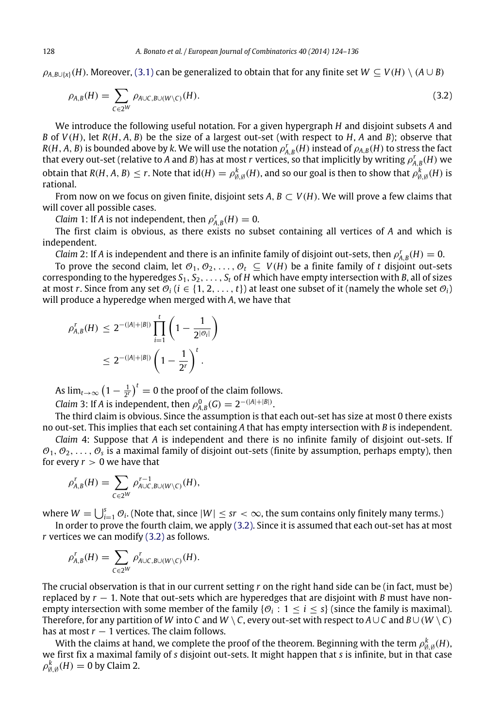$\rho_{A,B\cup\{x\}}(H)$. Moreover, (3.1) can be generalized to obtain that for any finite set $W \subseteq V(H) \setminus (A \cup B)$

$$\rho_{A,B}(H) = \sum_{C \in 2^W} \rho_{A\cup C, B\cup(W\setminus C)}(H). \tag{3.2}$$

We introduce the following useful notation. For a given hypergraph $H$ and disjoint subsets $A$ and $B$ of $V(H)$, let $R(H, A, B)$ be the size of a largest out-set (with respect to $H$, $A$ and $B$); observe that $R(H, A, B)$ is bounded above by $k$. We will use the notation $\rho^r_{A,B}(H)$ instead of $\rho_{A,B}(H)$ to stress the fact that every out-set (relative to $A$ and $B$) has at most $r$ vertices, so that implicitly by writing $\rho^r_{A,B}(H)$ we obtain that $R(H, A, B) \le r$. Note that $\text{id}(H) = \rho^k_{\emptyset,\emptyset}(H)$, and so our goal is then to show that $\rho^k_{\emptyset,\emptyset}(H)$ is rational.

From now on we focus on given finite, disjoint sets $A, B \subset V(H)$. We will prove a few claims that will cover all possible cases.

*Claim* 1: If $A$ is not independent, then $\rho^r_{A,B}(H) = 0$.

The first claim is obvious, as there exists no subset containing all vertices of $A$ and which is independent.

*Claim* 2: If $A$ is independent and there is an infinite family of disjoint out-sets, then $\rho^r_{A,B}(H) = 0$.

To prove the second claim, let $\mathcal{O}_1, \mathcal{O}_2, \dots, \mathcal{O}_t \subseteq V(H)$ be a finite family of $t$ disjoint out-sets corresponding to the hyperedges $S_1, S_2, \dots, S_t$ of $H$ which have empty intersection with $B$, all of sizes at most $r$. Since from any set $\mathcal{O}_i$ ($i \in \{1, 2, \dots, t\}$) at least one subset of it (namely the whole set $\mathcal{O}_i$) will produce a hyperedge when merged with $A$, we have that

$$\begin{aligned}
\rho^r_{A,B}(H) &\le 2^{-(|A|+|B|)} \prod_{i=1}^{t} \left(1 - \frac{1}{2^{|\mathcal{O}_i|}}\right) \\
&\le 2^{-(|A|+|B|)} \left(1 - \frac{1}{2^r}\right)^t.
\end{aligned}$$

As $\lim_{t\to\infty} \left(1 - \frac{1}{2^r}\right)^t = 0$ the proof of the claim follows.

*Claim* 3: If $A$ is independent, then $\rho^0_{A,B}(G) = 2^{-(|A|+|B|)}$.

The third claim is obvious. Since the assumption is that each out-set has size at most 0 there exists no out-set. This implies that each set containing $A$ that has empty intersection with $B$ is independent.

*Claim* 4: Suppose that $A$ is independent and there is no infinite family of disjoint out-sets. If $\mathcal{O}_1, \mathcal{O}_2, \dots, \mathcal{O}_s$ is a maximal family of disjoint out-sets (finite by assumption, perhaps empty), then for every $r > 0$ we have that

$$\rho^r_{A,B}(H) = \sum_{C \in 2^W} \rho^{r-1}_{A\cup C, B\cup(W\setminus C)}(H),$$

where $W = \bigcup_{i=1}^{s} \mathcal{O}_i$. (Note that, since $|W| \le sr < \infty$, the sum contains only finitely many terms.)

In order to prove the fourth claim, we apply (3.2). Since it is assumed that each out-set has at most $r$ vertices we can modify (3.2) as follows.

$$\rho^r_{A,B}(H) = \sum_{C \in 2^W} \rho^r_{A\cup C, B\cup(W\setminus C)}(H).$$

The crucial observation is that in our current setting $r$ on the right hand side can be (in fact, must be) replaced by $r - 1$. Note that out-sets which are hyperedges that are disjoint with $B$ must have non-empty intersection with some member of the family $\{\mathcal{O}_i : 1 \le i \le s\}$ (since the family is maximal). Therefore, for any partition of $W$ into $C$ and $W \setminus C$, every out-set with respect to $A \cup C$ and $B \cup (W \setminus C)$ has at most $r - 1$ vertices. The claim follows.

With the claims at hand, we complete the proof of the theorem. Beginning with the term $\rho^k_{\emptyset,\emptyset}(H)$, we first fix a maximal family of $s$ disjoint out-sets. It might happen that $s$ is infinite, but in that case $\rho^k_{\emptyset,\emptyset}(H) = 0$ by Claim 2.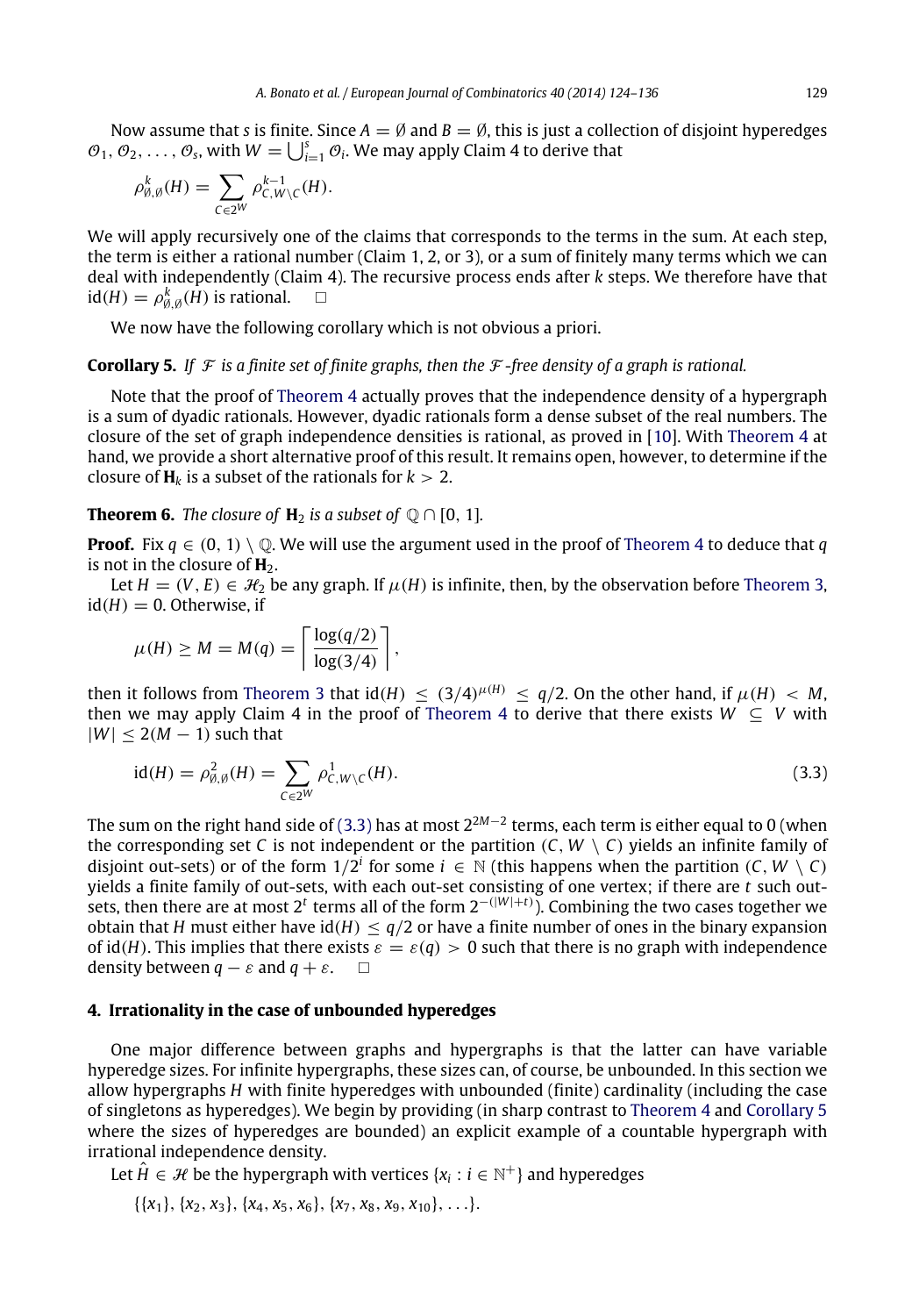Now assume that $s$ is finite. Since $A = \emptyset$ and $B = \emptyset$, this is just a collection of disjoint hyperedges $\mathcal{O}_1, \mathcal{O}_2, \ldots, \mathcal{O}_s$, with $W = \bigcup_{i=1}^{s} \mathcal{O}_i$. We may apply Claim 4 to derive that

$$\rho^k_{\emptyset,\emptyset}(H) = \sum_{C \in 2^W} \rho^{k-1}_{C, W\setminus C}(H).$$

We will apply recursively one of the claims that corresponds to the terms in the sum. At each step, the term is either a rational number (Claim 1, 2, or 3), or a sum of finitely many terms which we can deal with independently (Claim 4). The recursive process ends after $k$ steps. We therefore have that $\mathrm{id}(H) = \rho^k_{\emptyset,\emptyset}(H)$ is rational. □

We now have the following corollary which is not obvious a priori.

**Corollary 5.** *If $\mathcal{F}$ is a finite set of finite graphs, then the $\mathcal{F}$-free density of a graph is rational.*

Note that the proof of Theorem 4 actually proves that the independence density of a hypergraph is a sum of dyadic rationals. However, dyadic rationals form a dense subset of the real numbers. The closure of the set of graph independence densities is rational, as proved in [10]. With Theorem 4 at hand, we provide a short alternative proof of this result. It remains open, however, to determine if the closure of $\mathbf{H}_k$ is a subset of the rationals for $k > 2$.

**Theorem 6.** *The closure of $\mathbf{H}_2$ is a subset of $\mathbb{Q} \cap [0, 1]$.*

**Proof.** Fix $q \in (0, 1) \setminus \mathbb{Q}$. We will use the argument used in the proof of Theorem 4 to deduce that $q$ is not in the closure of $\mathbf{H}_2$.

Let $H = (V, E) \in \mathcal{H}_2$ be any graph. If $\mu(H)$ is infinite, then, by the observation before Theorem 3, $\mathrm{id}(H) = 0$. Otherwise, if

$$\mu(H) \geq M = M(q) = \left\lceil \frac{\log(q/2)}{\log(3/4)} \right\rceil,$$

then it follows from Theorem 3 that $\mathrm{id}(H) \leq (3/4)^{\mu(H)} \leq q/2$. On the other hand, if $\mu(H) < M$, then we may apply Claim 4 in the proof of Theorem 4 to derive that there exists $W \subseteq V$ with $|W| \leq 2(M - 1)$ such that

$$\mathrm{id}(H) = \rho^2_{\emptyset,\emptyset}(H) = \sum_{C \in 2^W} \rho^1_{C, W\setminus C}(H). \tag{3.3}$$

The sum on the right hand side of (3.3) has at most $2^{2M-2}$ terms, each term is either equal to 0 (when the corresponding set $C$ is not independent or the partition $(C, W \setminus C)$ yields an infinite family of disjoint out-sets) or of the form $1/2^i$ for some $i \in \mathbb{N}$ (this happens when the partition $(C, W \setminus C)$ yields a finite family of out-sets, with each out-set consisting of one vertex; if there are $t$ such out-sets, then there are at most $2^t$ terms all of the form $2^{-(|W|+t)}$). Combining the two cases together we obtain that $H$ must either have $\mathrm{id}(H) \leq q/2$ or have a finite number of ones in the binary expansion of $\mathrm{id}(H)$. This implies that there exists $\varepsilon = \varepsilon(q) > 0$ such that there is no graph with independence density between $q - \varepsilon$ and $q + \varepsilon$. □

## 4. Irrationality in the case of unbounded hyperedges

One major difference between graphs and hypergraphs is that the latter can have variable hyperedge sizes. For infinite hypergraphs, these sizes can, of course, be unbounded. In this section we allow hypergraphs $H$ with finite hyperedges with unbounded (finite) cardinality (including the case of singletons as hyperedges). We begin by providing (in sharp contrast to Theorem 4 and Corollary 5 where the sizes of hyperedges are bounded) an explicit example of a countable hypergraph with irrational independence density.

Let $\hat{H} \in \mathcal{H}$ be the hypergraph with vertices $\{x_i : i \in \mathbb{N}^+\}$ and hyperedges

$$\{\{x_1\}, \{x_2, x_3\}, \{x_4, x_5, x_6\}, \{x_7, x_8, x_9, x_{10}\}, \ldots\}.$$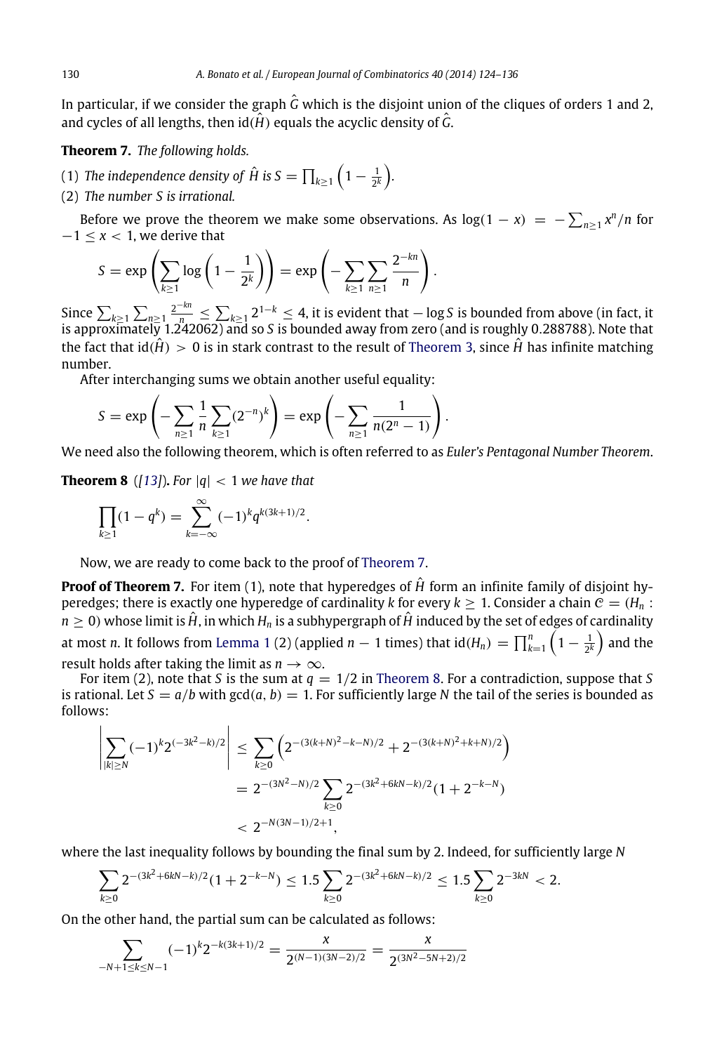In particular, if we consider the graph $\hat{G}$ which is the disjoint union of the cliques of orders 1 and 2, and cycles of all lengths, then $\text{id}(\hat{H})$ equals the acyclic density of $\hat{G}$.

**Theorem 7.** *The following holds.*

(1) *The independence density of $\hat{H}$ is $S = \prod_{k\geq 1}\left(1 - \frac{1}{2^k}\right)$.*

(2) *The number $S$ is irrational.*

Before we prove the theorem we make some observations. As $\log(1-x) = -\sum_{n\geq 1} x^n/n$ for $-1 \leq x < 1$, we derive that

$$S = \exp\left(\sum_{k\geq 1}\log\left(1 - \frac{1}{2^k}\right)\right) = \exp\left(-\sum_{k\geq 1}\sum_{n\geq 1}\frac{2^{-kn}}{n}\right).$$

Since $\sum_{k\geq 1}\sum_{n\geq 1}\frac{2^{-kn}}{n} \leq \sum_{k\geq 1} 2^{1-k} \leq 4$, it is evident that $-\log S$ is bounded from above (in fact, it is approximately 1.242062) and so $S$ is bounded away from zero (and is roughly 0.288788). Note that the fact that $\text{id}(\hat{H}) > 0$ is in stark contrast to the result of Theorem 3, since $\hat{H}$ has infinite matching number.

After interchanging sums we obtain another useful equality:

$$S = \exp\left(-\sum_{n\geq 1}\frac{1}{n}\sum_{k\geq 1}(2^{-n})^k\right) = \exp\left(-\sum_{n\geq 1}\frac{1}{n(2^n-1)}\right).$$

We need also the following theorem, which is often referred to as *Euler's Pentagonal Number Theorem*.

**Theorem 8** ([13]). *For $|q| < 1$ we have that*

$$\prod_{k\geq 1}(1-q^k) = \sum_{k=-\infty}^{\infty}(-1)^k q^{k(3k+1)/2}.$$

Now, we are ready to come back to the proof of Theorem 7.

**Proof of Theorem 7.** For item (1), note that hyperedges of $\hat{H}$ form an infinite family of disjoint hyperedges; there is exactly one hyperedge of cardinality $k$ for every $k \geq 1$. Consider a chain $\mathcal{C} = (H_n : n \geq 0)$ whose limit is $\hat{H}$, in which $H_n$ is a subhypergraph of $\hat{H}$ induced by the set of edges of cardinality at most $n$. It follows from Lemma 1 (2) (applied $n-1$ times) that $\text{id}(H_n) = \prod_{k=1}^{n}\left(1 - \frac{1}{2^k}\right)$ and the result holds after taking the limit as $n \to \infty$.

For item (2), note that $S$ is the sum at $q = 1/2$ in Theorem 8. For a contradiction, suppose that $S$ is rational. Let $S = a/b$ with $\gcd(a, b) = 1$. For sufficiently large $N$ the tail of the series is bounded as follows:

$$\begin{aligned}
\left|\sum_{|k|\geq N}(-1)^k 2^{(-3k^2-k)/2}\right| &\leq \sum_{k\geq 0}\left(2^{-(3(k+N)^2-k-N)/2} + 2^{-(3(k+N)^2+k+N)/2}\right)\\
&= 2^{-(3N^2-N)/2}\sum_{k\geq 0}2^{-(3k^2+6kN-k)/2}(1+2^{-k-N})\\
&< 2^{-N(3N-1)/2+1},
\end{aligned}$$

where the last inequality follows by bounding the final sum by 2. Indeed, for sufficiently large $N$

$$\sum_{k\geq 0}2^{-(3k^2+6kN-k)/2}(1+2^{-k-N}) \leq 1.5\sum_{k\geq 0}2^{-(3k^2+6kN-k)/2} \leq 1.5\sum_{k\geq 0}2^{-3kN} < 2.$$

On the other hand, the partial sum can be calculated as follows:

$$\sum_{-N+1\leq k\leq N-1}(-1)^k 2^{-k(3k+1)/2} = \frac{x}{2^{(N-1)(3N-2)/2}} = \frac{x}{2^{(3N^2-5N+2)/2}}$$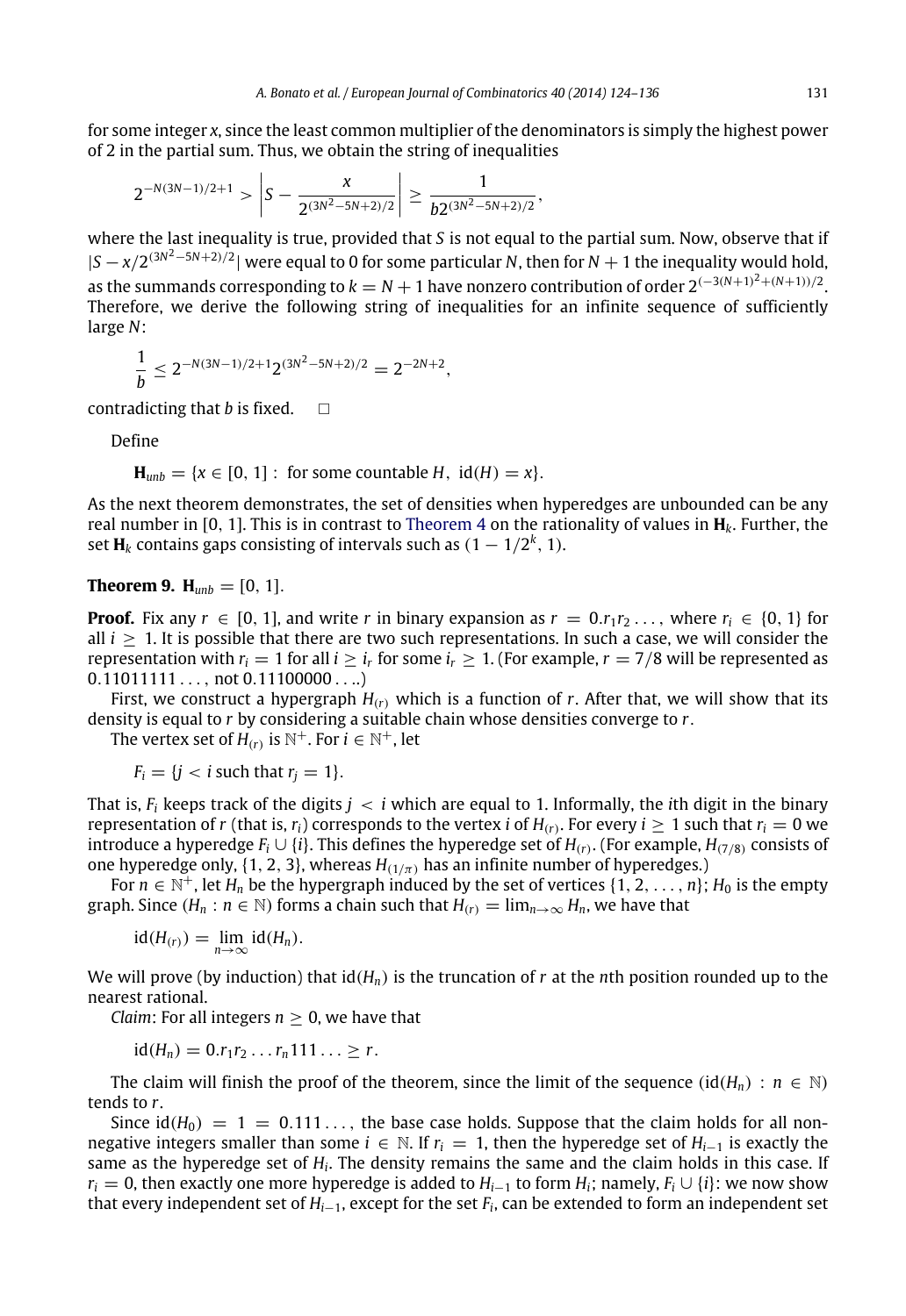for some integer $x$, since the least common multiplier of the denominators is simply the highest power of 2 in the partial sum. Thus, we obtain the string of inequalities

$$2^{-N(3N-1)/2+1} > \left| S - \frac{x}{2^{(3N^2-5N+2)/2}} \right| \geq \frac{1}{b2^{(3N^2-5N+2)/2}},$$

where the last inequality is true, provided that $S$ is not equal to the partial sum. Now, observe that if $|S - x/2^{(3N^2-5N+2)/2}|$ were equal to 0 for some particular $N$, then for $N + 1$ the inequality would hold, as the summands corresponding to $k = N + 1$ have nonzero contribution of order $2^{(-3(N+1)^2+(N+1))/2}$. Therefore, we derive the following string of inequalities for an infinite sequence of sufficiently large $N$:

$$\frac{1}{b} \leq 2^{-N(3N-1)/2+1} 2^{(3N^2-5N+2)/2} = 2^{-2N+2},$$

contradicting that $b$ is fixed. □

Define

$$\mathbf{H}_{unb} = \{x \in [0, 1] : \text{ for some countable } H,\ \text{id}(H) = x\}.$$

As the next theorem demonstrates, the set of densities when hyperedges are unbounded can be any real number in [0, 1]. This is in contrast to Theorem 4 on the rationality of values in $\mathbf{H}_k$. Further, the set $\mathbf{H}_k$ contains gaps consisting of intervals such as $(1 - 1/2^k, 1)$.

**Theorem 9.** $\mathbf{H}_{unb} = [0, 1]$.

**Proof.** Fix any $r \in [0, 1]$, and write $r$ in binary expansion as $r = 0.r_1r_2\ldots$, where $r_i \in \{0, 1\}$ for all $i \geq 1$. It is possible that there are two such representations. In such a case, we will consider the representation with $r_i = 1$ for all $i \geq i_r$ for some $i_r \geq 1$. (For example, $r = 7/8$ will be represented as $0.11011111\ldots$, not $0.11100000\ldots$.)

First, we construct a hypergraph $H_{(r)}$ which is a function of $r$. After that, we will show that its density is equal to $r$ by considering a suitable chain whose densities converge to $r$.

The vertex set of $H_{(r)}$ is $\mathbb{N}^+$. For $i \in \mathbb{N}^+$, let

$$F_i = \{j < i \text{ such that } r_j = 1\}.$$

That is, $F_i$ keeps track of the digits $j < i$ which are equal to 1. Informally, the $i$th digit in the binary representation of $r$ (that is, $r_i$) corresponds to the vertex $i$ of $H_{(r)}$. For every $i \geq 1$ such that $r_i = 0$ we introduce a hyperedge $F_i \cup \{i\}$. This defines the hyperedge set of $H_{(r)}$. (For example, $H_{(7/8)}$ consists of one hyperedge only, $\{1, 2, 3\}$, whereas $H_{(1/\pi)}$ has an infinite number of hyperedges.)

For $n \in \mathbb{N}^+$, let $H_n$ be the hypergraph induced by the set of vertices $\{1, 2, \ldots, n\}$; $H_0$ is the empty graph. Since $(H_n : n \in \mathbb{N})$ forms a chain such that $H_{(r)} = \lim_{n\to\infty} H_n$, we have that

$$\text{id}(H_{(r)}) = \lim_{n\to\infty} \text{id}(H_n).$$

We will prove (by induction) that $\text{id}(H_n)$ is the truncation of $r$ at the $n$th position rounded up to the nearest rational.

*Claim*: For all integers $n \geq 0$, we have that

$$\text{id}(H_n) = 0.r_1r_2\ldots r_n111\ldots \geq r.$$

The claim will finish the proof of the theorem, since the limit of the sequence $(\text{id}(H_n) : n \in \mathbb{N})$ tends to $r$.

Since $\text{id}(H_0) = 1 = 0.111\ldots$, the base case holds. Suppose that the claim holds for all non-negative integers smaller than some $i \in \mathbb{N}$. If $r_i = 1$, then the hyperedge set of $H_{i-1}$ is exactly the same as the hyperedge set of $H_i$. The density remains the same and the claim holds in this case. If $r_i = 0$, then exactly one more hyperedge is added to $H_{i-1}$ to form $H_i$; namely, $F_i \cup \{i\}$: we now show that every independent set of $H_{i-1}$, except for the set $F_i$, can be extended to form an independent set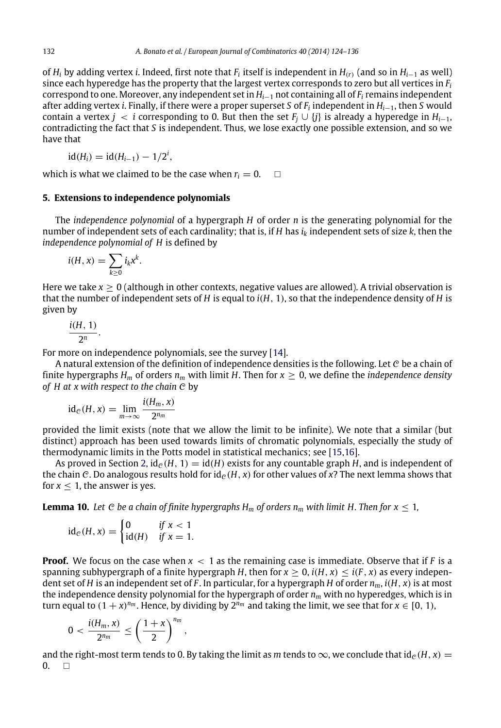of $H_i$ by adding vertex $i$. Indeed, first note that $F_i$ itself is independent in $H_{(r)}$ (and so in $H_{i-1}$ as well) since each hyperedge has the property that the largest vertex corresponds to zero but all vertices in $F_i$ correspond to one. Moreover, any independent set in $H_{i-1}$ not containing all of $F_i$ remains independent after adding vertex $i$. Finally, if there were a proper superset $S$ of $F_i$ independent in $H_{i-1}$, then $S$ would contain a vertex $j < i$ corresponding to 0. But then the set $F_j \cup \{j\}$ is already a hyperedge in $H_{i-1}$, contradicting the fact that $S$ is independent. Thus, we lose exactly one possible extension, and so we have that

$$\mathrm{id}(H_i) = \mathrm{id}(H_{i-1}) - 1/2^i,$$

which is what we claimed to be the case when $r_i = 0$. $\square$

## 5. Extensions to independence polynomials

The *independence polynomial* of a hypergraph $H$ of order $n$ is the generating polynomial for the number of independent sets of each cardinality; that is, if $H$ has $i_k$ independent sets of size $k$, then the *independence polynomial of* $H$ is defined by

$$i(H, x) = \sum_{k \geq 0} i_k x^k.$$

Here we take $x \geq 0$ (although in other contexts, negative values are allowed). A trivial observation is that the number of independent sets of $H$ is equal to $i(H, 1)$, so that the independence density of $H$ is given by

$$\frac{i(H, 1)}{2^n}.$$

For more on independence polynomials, see the survey [14].

A natural extension of the definition of independence densities is the following. Let $\mathcal{C}$ be a chain of finite hypergraphs $H_m$ of orders $n_m$ with limit $H$. Then for $x \geq 0$, we define the *independence density of $H$ at $x$ with respect to the chain $\mathcal{C}$* by

$$\mathrm{id}_{\mathcal{C}}(H, x) = \lim_{m \to \infty} \frac{i(H_m, x)}{2^{n_m}}$$

provided the limit exists (note that we allow the limit to be infinite). We note that a similar (but distinct) approach has been used towards limits of chromatic polynomials, especially the study of thermodynamic limits in the Potts model in statistical mechanics; see [15,16].

As proved in Section 2, $\mathrm{id}_{\mathcal{C}}(H, 1) = \mathrm{id}(H)$ exists for any countable graph $H$, and is independent of the chain $\mathcal{C}$. Do analogous results hold for $\mathrm{id}_{\mathcal{C}}(H, x)$ for other values of $x$? The next lemma shows that for $x \leq 1$, the answer is yes.

**Lemma 10.** *Let $\mathcal{C}$ be a chain of finite hypergraphs $H_m$ of orders $n_m$ with limit $H$. Then for $x \leq 1$,*

$$\mathrm{id}_{\mathcal{C}}(H, x) = \begin{cases} 0 & \text{if } x < 1 \\ \mathrm{id}(H) & \text{if } x = 1. \end{cases}$$

**Proof.** We focus on the case when $x < 1$ as the remaining case is immediate. Observe that if $F$ is a spanning subhypergraph of a finite hypergraph $H$, then for $x \geq 0$, $i(H, x) \leq i(F, x)$ as every independent set of $H$ is an independent set of $F$. In particular, for a hypergraph $H$ of order $n_m$, $i(H, x)$ is at most the independence density polynomial for the hypergraph of order $n_m$ with no hyperedges, which is in turn equal to $(1 + x)^{n_m}$. Hence, by dividing by $2^{n_m}$ and taking the limit, we see that for $x \in [0, 1)$,

$$0 < \frac{i(H_m, x)}{2^{n_m}} \leq \left(\frac{1 + x}{2}\right)^{n_m},$$

and the right-most term tends to 0. By taking the limit as $m$ tends to $\infty$, we conclude that $\mathrm{id}_{\mathcal{C}}(H, x) = 0$. $\square$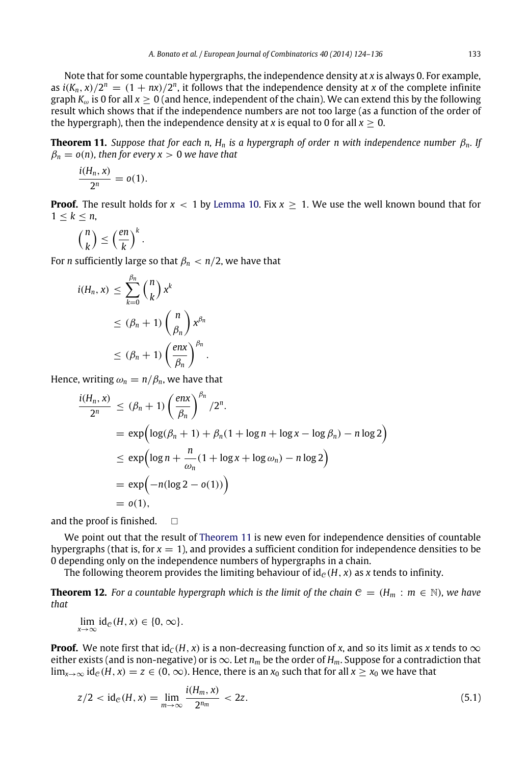Note that for some countable hypergraphs, the independence density at $x$ is always 0. For example, as $i(K_n, x)/2^n = (1 + nx)/2^n$, it follows that the independence density at $x$ of the complete infinite graph $K_\omega$ is 0 for all $x \geq 0$ (and hence, independent of the chain). We can extend this by the following result which shows that if the independence numbers are not too large (as a function of the order of the hypergraph), then the independence density at $x$ is equal to 0 for all $x \geq 0$.

**Theorem 11.** *Suppose that for each $n$, $H_n$ is a hypergraph of order $n$ with independence number $\beta_n$. If $\beta_n = o(n)$, then for every $x > 0$ we have that*

$$\frac{i(H_n, x)}{2^n} = o(1).$$

**Proof.** The result holds for $x < 1$ by Lemma 10. Fix $x \geq 1$. We use the well known bound that for $1 \leq k \leq n$,

$$\binom{n}{k} \leq \left(\frac{en}{k}\right)^k.$$

For $n$ sufficiently large so that $\beta_n < n/2$, we have that

$$\begin{aligned}
i(H_n, x) &\leq \sum_{k=0}^{\beta_n} \binom{n}{k} x^k \\
&\leq (\beta_n + 1) \binom{n}{\beta_n} x^{\beta_n} \\
&\leq (\beta_n + 1) \left(\frac{enx}{\beta_n}\right)^{\beta_n}.
\end{aligned}$$

Hence, writing $\omega_n = n/\beta_n$, we have that

$$\begin{aligned}
\frac{i(H_n, x)}{2^n} &\leq (\beta_n + 1) \left(\frac{enx}{\beta_n}\right)^{\beta_n} / 2^n. \\
&= \exp\Big(\log(\beta_n + 1) + \beta_n(1 + \log n + \log x - \log \beta_n) - n \log 2\Big) \\
&\leq \exp\Big(\log n + \frac{n}{\omega_n}(1 + \log x + \log \omega_n) - n \log 2\Big) \\
&= \exp\Big(-n(\log 2 - o(1))\Big) \\
&= o(1),
\end{aligned}$$

and the proof is finished. $\square$

We point out that the result of Theorem 11 is new even for independence densities of countable hypergraphs (that is, for $x = 1$), and provides a sufficient condition for independence densities to be 0 depending only on the independence numbers of hypergraphs in a chain.

The following theorem provides the limiting behaviour of $\mathrm{id}_{\mathcal{C}}(H, x)$ as $x$ tends to infinity.

**Theorem 12.** *For a countable hypergraph which is the limit of the chain $\mathcal{C} = (H_m : m \in \mathbb{N})$, we have that*

$$\lim_{x \to \infty} \mathrm{id}_{\mathcal{C}}(H, x) \in \{0, \infty\}.$$

**Proof.** We note first that $\mathrm{id}_C(H, x)$ is a non-decreasing function of $x$, and so its limit as $x$ tends to $\infty$ either exists (and is non-negative) or is $\infty$. Let $n_m$ be the order of $H_m$. Suppose for a contradiction that $\lim_{x \to \infty} \mathrm{id}_{\mathcal{C}}(H, x) = z \in (0, \infty)$. Hence, there is an $x_0$ such that for all $x \geq x_0$ we have that

$$z/2 < \mathrm{id}_{\mathcal{C}}(H, x) = \lim_{m \to \infty} \frac{i(H_m, x)}{2^{n_m}} < 2z. \tag{5.1}$$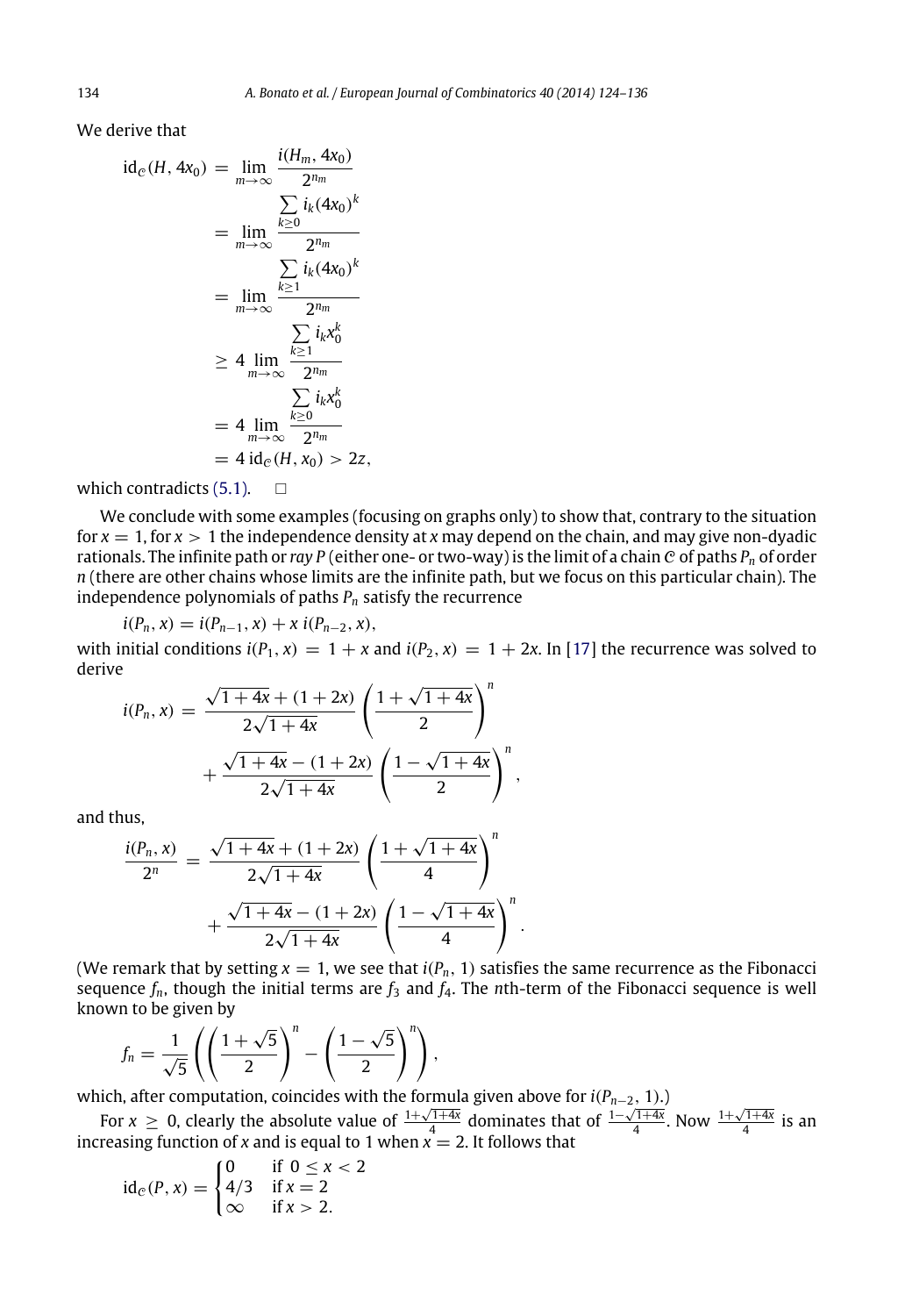We derive that

$$
\begin{aligned}
\mathrm{id}_{\mathcal{C}}(H, 4x_0) &= \lim_{m\to\infty} \frac{i(H_m, 4x_0)}{2^{n_m}} \\
&= \lim_{m\to\infty} \frac{\sum_{k\geq 0} i_k (4x_0)^k}{2^{n_m}} \\
&= \lim_{m\to\infty} \frac{\sum_{k\geq 1} i_k (4x_0)^k}{2^{n_m}} \\
&\geq 4 \lim_{m\to\infty} \frac{\sum_{k\geq 1} i_k x_0^k}{2^{n_m}} \\
&= 4 \lim_{m\to\infty} \frac{\sum_{k\geq 0} i_k x_0^k}{2^{n_m}} \\
&= 4\, \mathrm{id}_{\mathcal{C}}(H, x_0) > 2z,
\end{aligned}
$$

which contradicts (5.1). $\square$

We conclude with some examples (focusing on graphs only) to show that, contrary to the situation for $x = 1$, for $x > 1$ the independence density at $x$ may depend on the chain, and may give non-dyadic rationals. The infinite path or *ray* $P$ (either one- or two-way) is the limit of a chain $\mathcal{C}$ of paths $P_n$ of order $n$ (there are other chains whose limits are the infinite path, but we focus on this particular chain). The independence polynomials of paths $P_n$ satisfy the recurrence

$$i(P_n, x) = i(P_{n-1}, x) + x\, i(P_{n-2}, x),$$

with initial conditions $i(P_1, x) = 1 + x$ and $i(P_2, x) = 1 + 2x$. In [17] the recurrence was solved to derive

$$
\begin{aligned}
i(P_n, x) = &\ \frac{\sqrt{1+4x} + (1+2x)}{2\sqrt{1+4x}} \left(\frac{1+\sqrt{1+4x}}{2}\right)^n \\
&+ \frac{\sqrt{1+4x} - (1+2x)}{2\sqrt{1+4x}} \left(\frac{1-\sqrt{1+4x}}{2}\right)^n,
\end{aligned}
$$

and thus,

$$
\begin{aligned}
\frac{i(P_n, x)}{2^n} = &\ \frac{\sqrt{1+4x} + (1+2x)}{2\sqrt{1+4x}} \left(\frac{1+\sqrt{1+4x}}{4}\right)^n \\
&+ \frac{\sqrt{1+4x} - (1+2x)}{2\sqrt{1+4x}} \left(\frac{1-\sqrt{1+4x}}{4}\right)^n.
\end{aligned}
$$

(We remark that by setting $x = 1$, we see that $i(P_n, 1)$ satisfies the same recurrence as the Fibonacci sequence $f_n$, though the initial terms are $f_3$ and $f_4$. The $n$th-term of the Fibonacci sequence is well known to be given by

$$f_n = \frac{1}{\sqrt{5}} \left( \left(\frac{1+\sqrt{5}}{2}\right)^n - \left(\frac{1-\sqrt{5}}{2}\right)^n \right),$$

which, after computation, coincides with the formula given above for $i(P_{n-2}, 1)$.)

For $x \geq 0$, clearly the absolute value of $\frac{1+\sqrt{1+4x}}{4}$ dominates that of $\frac{1-\sqrt{1+4x}}{4}$. Now $\frac{1+\sqrt{1+4x}}{4}$ is an increasing function of $x$ and is equal to 1 when $x = 2$. It follows that

$$
\mathrm{id}_{\mathcal{C}}(P, x) = \begin{cases} 0 & \text{if } 0 \leq x < 2 \\ 4/3 & \text{if } x = 2 \\ \infty & \text{if } x > 2. \end{cases}
$$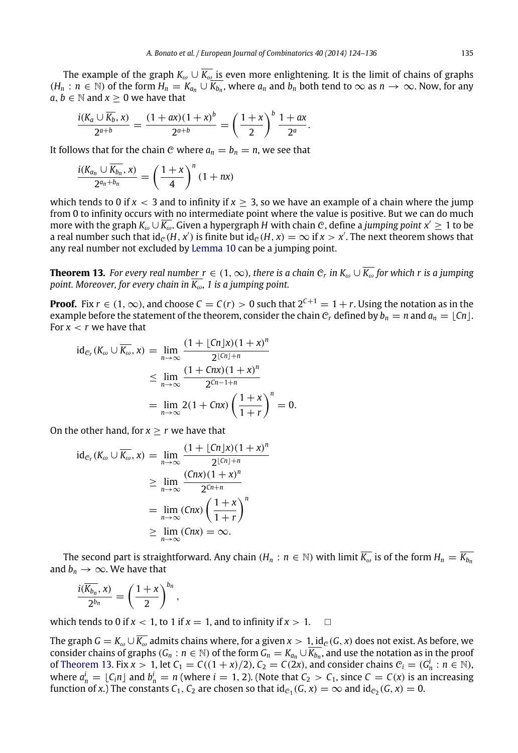The example of the graph $K_\omega \cup \overline{K_\omega}$ is even more enlightening. It is the limit of chains of graphs $(H_n : n \in \mathbb{N})$ of the form $H_n = K_{a_n} \cup \overline{K_{b_n}}$, where $a_n$ and $b_n$ both tend to $\infty$ as $n \to \infty$. Now, for any $a, b \in \mathbb{N}$ and $x \geq 0$ we have that

$$\frac{i(K_a \cup \overline{K_b}, x)}{2^{a+b}} = \frac{(1+ax)(1+x)^b}{2^{a+b}} = \left(\frac{1+x}{2}\right)^b \frac{1+ax}{2^a}.$$

It follows that for the chain $\mathcal{C}$ where $a_n = b_n = n$, we see that

$$\frac{i(K_{a_n} \cup \overline{K_{b_n}}, x)}{2^{a_n+b_n}} = \left(\frac{1+x}{4}\right)^n (1+nx)$$

which tends to 0 if $x < 3$ and to infinity if $x \geq 3$, so we have an example of a chain where the jump from 0 to infinity occurs with no intermediate point where the value is positive. But we can do much more with the graph $K_\omega \cup \overline{K_\omega}$. Given a hypergraph $H$ with chain $\mathcal{C}$, define a *jumping point* $x' \geq 1$ to be a real number such that $\mathrm{id}_{\mathcal{C}}(H, x')$ is finite but $\mathrm{id}_{\mathcal{C}}(H, x) = \infty$ if $x > x'$. The next theorem shows that any real number not excluded by Lemma 10 can be a jumping point.

**Theorem 13.** *For every real number $r \in (1, \infty)$, there is a chain $\mathcal{C}_r$ in $K_\omega \cup \overline{K_\omega}$ for which $r$ is a jumping point. Moreover, for every chain in $\overline{K_\omega}$, 1 is a jumping point.*

**Proof.** Fix $r \in (1, \infty)$, and choose $C = C(r) > 0$ such that $2^{C+1} = 1 + r$. Using the notation as in the example before the statement of the theorem, consider the chain $\mathcal{C}_r$ defined by $b_n = n$ and $a_n = \lfloor Cn \rfloor$. For $x < r$ we have that

$$\begin{aligned}
\mathrm{id}_{\mathcal{C}_r}(K_\omega \cup \overline{K_\omega}, x) &= \lim_{n\to\infty} \frac{(1+\lfloor Cn \rfloor x)(1+x)^n}{2^{\lfloor Cn \rfloor + n}} \\
&\leq \lim_{n\to\infty} \frac{(1+Cnx)(1+x)^n}{2^{Cn-1+n}} \\
&= \lim_{n\to\infty} 2(1+Cnx)\left(\frac{1+x}{1+r}\right)^n = 0.
\end{aligned}$$

On the other hand, for $x \geq r$ we have that

$$\begin{aligned}
\mathrm{id}_{\mathcal{C}_r}(K_\omega \cup \overline{K_\omega}, x) &= \lim_{n\to\infty} \frac{(1+\lfloor Cn \rfloor x)(1+x)^n}{2^{\lfloor Cn \rfloor + n}} \\
&\geq \lim_{n\to\infty} \frac{(Cnx)(1+x)^n}{2^{Cn+n}} \\
&= \lim_{n\to\infty} (Cnx)\left(\frac{1+x}{1+r}\right)^n \\
&\geq \lim_{n\to\infty} (Cnx) = \infty.
\end{aligned}$$

The second part is straightforward. Any chain $(H_n : n \in \mathbb{N})$ with limit $\overline{K_\omega}$ is of the form $H_n = \overline{K_{b_n}}$ and $b_n \to \infty$. We have that

$$\frac{i(\overline{K_{b_n}}, x)}{2^{b_n}} = \left(\frac{1+x}{2}\right)^{b_n},$$

which tends to 0 if $x < 1$, to 1 if $x = 1$, and to infinity if $x > 1$. $\square$

The graph $G = K_\omega \cup \overline{K_\omega}$ admits chains where, for a given $x > 1$, $\mathrm{id}_{\mathcal{C}}(G, x)$ does not exist. As before, we consider chains of graphs $(G_n : n \in \mathbb{N})$ of the form $G_n = K_{a_n} \cup \overline{K_{b_n}}$, and use the notation as in the proof of Theorem 13. Fix $x > 1$, let $C_1 = C((1+x)/2)$, $C_2 = C(2x)$, and consider chains $\mathcal{C}_i = (G_n^i : n \in \mathbb{N})$, where $a_n^i = \lfloor C_i n \rfloor$ and $b_n^i = n$ (where $i = 1, 2$). (Note that $C_2 > C_1$, since $C = C(x)$ is an increasing function of $x$.) The constants $C_1, C_2$ are chosen so that $\mathrm{id}_{\mathcal{C}_1}(G, x) = \infty$ and $\mathrm{id}_{\mathcal{C}_2}(G, x) = 0$.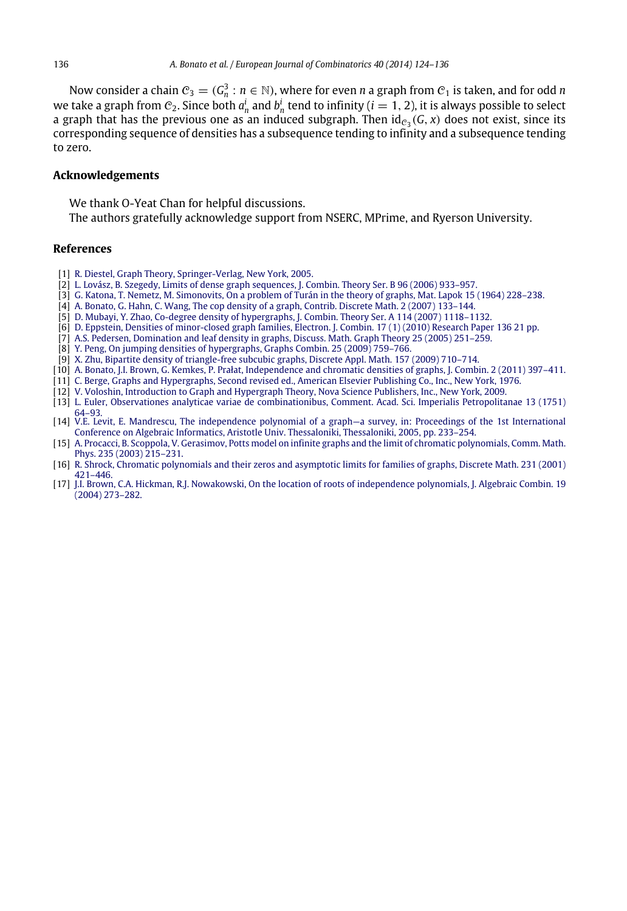Now consider a chain $\mathcal{C}_3 = (G_n^3 : n \in \mathbb{N})$, where for even $n$ a graph from $\mathcal{C}_1$ is taken, and for odd $n$ we take a graph from $\mathcal{C}_2$. Since both $a_n^i$ and $b_n^i$ tend to infinity ($i = 1, 2$), it is always possible to select a graph that has the previous one as an induced subgraph. Then $\mathrm{id}_{\mathcal{C}_3}(G, x)$ does not exist, since its corresponding sequence of densities has a subsequence tending to infinity and a subsequence tending to zero.

## Acknowledgements

We thank O-Yeat Chan for helpful discussions.

The authors gratefully acknowledge support from NSERC, MPrime, and Ryerson University.

## References

[1] R. Diestel, Graph Theory, Springer-Verlag, New York, 2005.

[2] L. Lovász, B. Szegedy, Limits of dense graph sequences, J. Combin. Theory Ser. B 96 (2006) 933–957.

[3] G. Katona, T. Nemetz, M. Simonovits, On a problem of Turán in the theory of graphs, Mat. Lapok 15 (1964) 228–238.

[4] A. Bonato, G. Hahn, C. Wang, The cop density of a graph, Contrib. Discrete Math. 2 (2007) 133–144.

[5] D. Mubayi, Y. Zhao, Co-degree density of hypergraphs, J. Combin. Theory Ser. A 114 (2007) 1118–1132.

[6] D. Eppstein, Densities of minor-closed graph families, Electron. J. Combin. 17 (1) (2010) Research Paper 136 21 pp.

[7] A.S. Pedersen, Domination and leaf density in graphs, Discuss. Math. Graph Theory 25 (2005) 251–259.

[8] Y. Peng, On jumping densities of hypergraphs, Graphs Combin. 25 (2009) 759–766.

[9] X. Zhu, Bipartite density of triangle-free subcubic graphs, Discrete Appl. Math. 157 (2009) 710–714.

[10] A. Bonato, J.I. Brown, G. Kemkes, P. Prałat, Independence and chromatic densities of graphs, J. Combin. 2 (2011) 397–411.

[11] C. Berge, Graphs and Hypergraphs, Second revised ed., American Elsevier Publishing Co., Inc., New York, 1976.

[12] V. Voloshin, Introduction to Graph and Hypergraph Theory, Nova Science Publishers, Inc., New York, 2009.

[13] L. Euler, Observationes analyticae variae de combinationibus, Comment. Acad. Sci. Imperialis Petropolitanae 13 (1751) 64–93.

[14] V.E. Levit, E. Mandrescu, The independence polynomial of a graph—a survey, in: Proceedings of the 1st International Conference on Algebraic Informatics, Aristotle Univ. Thessaloniki, Thessaloniki, 2005, pp. 233–254.

[15] A. Procacci, B. Scoppola, V. Gerasimov, Potts model on infinite graphs and the limit of chromatic polynomials, Comm. Math. Phys. 235 (2003) 215–231.

[16] R. Shrock, Chromatic polynomials and their zeros and asymptotic limits for families of graphs, Discrete Math. 231 (2001) 421–446.

[17] J.I. Brown, C.A. Hickman, R.J. Nowakowski, On the location of roots of independence polynomials, J. Algebraic Combin. 19 (2004) 273–282.